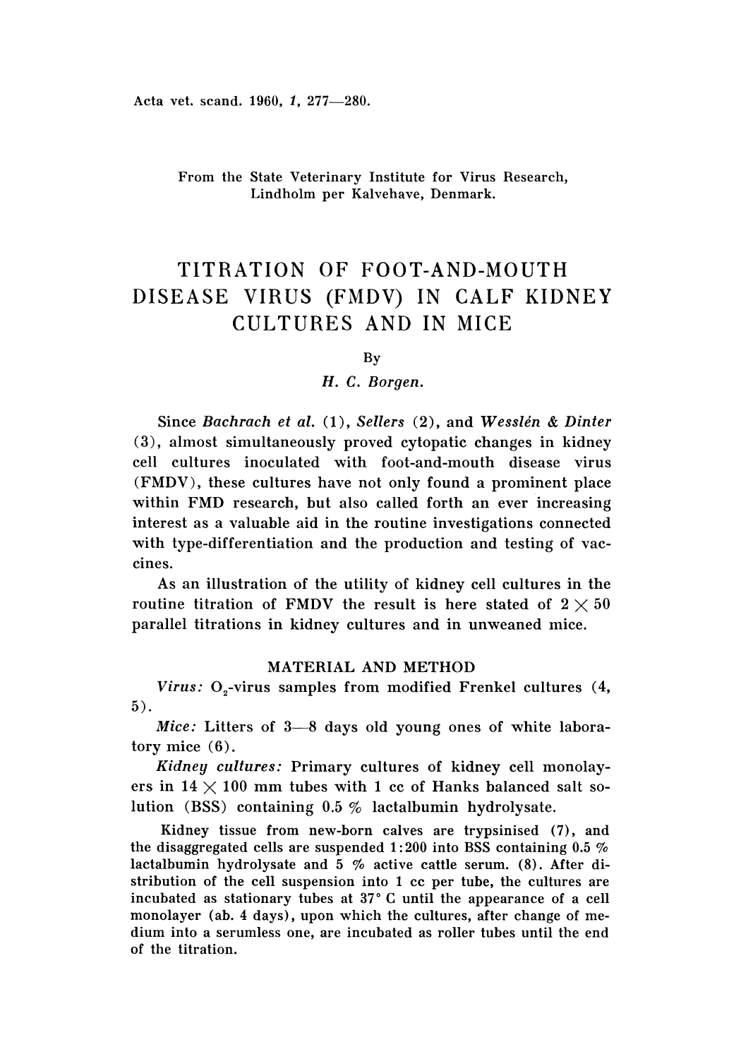From the State Veterinary Institute for Virus Research, Lindholm per Kalvehave, Denmark.

# TITRATION OF FOOT-AND-MOUTH DISEASE VIRUS (FMDV) IN CALF KIDNEY CULTURES AND IN MICE

By

*H. C. Borgen.*

Since *Bachrach et al.* (1), *Sellers* (2), and *Wesslén & Dinter* (3), almost simultaneously proved cytopatic changes in kidney cell cultures inoculated with foot-and-mouth disease virus (FMDV), these cultures have not only found a prominent place within FMD research, but also called forth an ever increasing interest as a valuable aid in the routine investigations connected with type-differentiation and the production and testing of vaccines.

As an illustration of the utility of kidney cell cultures in the routine titration of FMDV the result is here stated of $2 \times 50$ parallel titrations in kidney cultures and in unweaned mice.

## MATERIAL AND METHOD

*Virus:* $O_2$-virus samples from modified Frenkel cultures (4, 5).

*Mice:* Litters of 3—8 days old young ones of white laboratory mice (6).

*Kidney cultures:* Primary cultures of kidney cell monolayers in $14 \times 100$ mm tubes with 1 cc of Hanks balanced salt solution (BSS) containing 0.5 % lactalbumin hydrolysate.

Kidney tissue from new-born calves are trypsinised (7), and the disaggregated cells are suspended 1:200 into BSS containing 0.5 % lactalbumin hydrolysate and 5 % active cattle serum. (8). After distribution of the cell suspension into 1 cc per tube, the cultures are incubated as stationary tubes at 37° C until the appearance of a cell monolayer (ab. 4 days), upon which the cultures, after change of medium into a serumless one, are incubated as roller tubes until the end of the titration.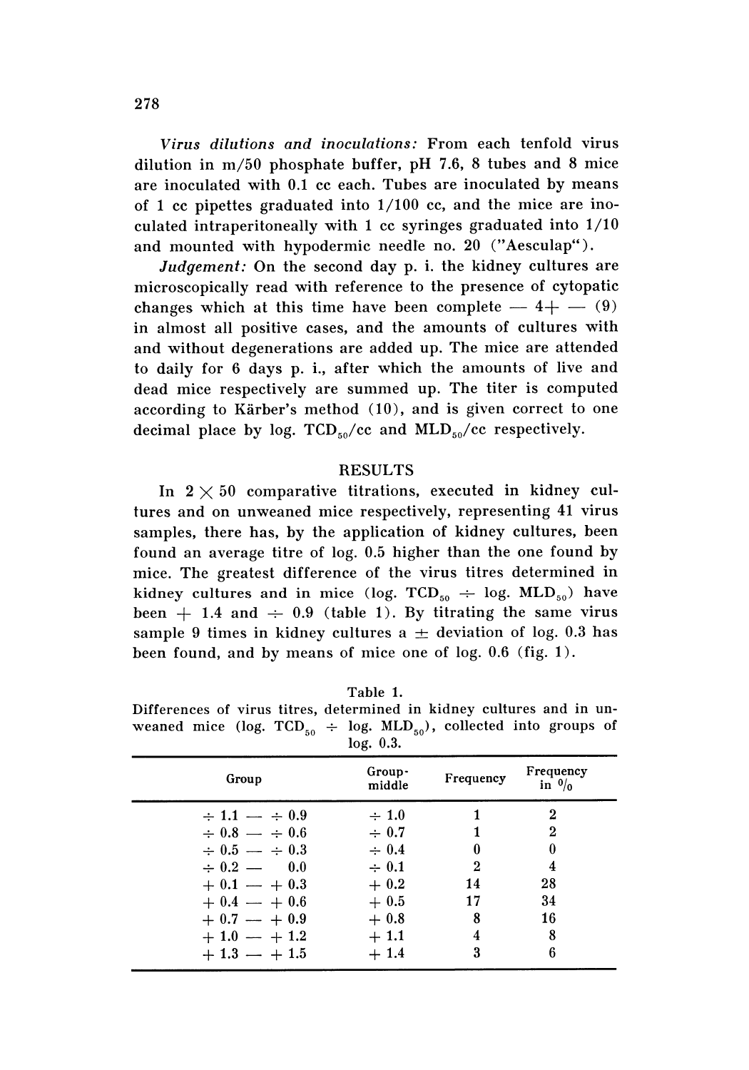*Virus dilutions and inoculations:* From each tenfold virus dilution in m/50 phosphate buffer, pH 7.6, 8 tubes and 8 mice are inoculated with 0.1 cc each. Tubes are inoculated by means of 1 cc pipettes graduated into 1/100 cc, and the mice are inoculated intraperitoneally with 1 cc syringes graduated into 1/10 and mounted with hypodermic needle no. 20 ("Aesculap").

*Judgement:* On the second day p. i. the kidney cultures are microscopically read with reference to the presence of cytopatic changes which at this time have been complete — 4+ — (9) in almost all positive cases, and the amounts of cultures with and without degenerations are added up. The mice are attended to daily for 6 days p. i., after which the amounts of live and dead mice respectively are summed up. The titer is computed according to Kärber's method (10), and is given correct to one decimal place by log. $TCD_{50}$/cc and $MLD_{50}$/cc respectively.

## RESULTS

In 2 × 50 comparative titrations, executed in kidney cultures and on unweaned mice respectively, representing 41 virus samples, there has, by the application of kidney cultures, been found an average titre of log. 0.5 higher than the one found by mice. The greatest difference of the virus titres determined in kidney cultures and in mice (log. $TCD_{50}$ ÷ log. $MLD_{50}$) have been + 1.4 and ÷ 0.9 (table 1). By titrating the same virus sample 9 times in kidney cultures a ± deviation of log. 0.3 has been found, and by means of mice one of log. 0.6 (fig. 1).

Table 1.
Differences of virus titres, determined in kidney cultures and in unweaned mice (log. $TCD_{50}$ ÷ log. $MLD_{50}$), collected into groups of log. 0.3.

| Group | Group-middle | Frequency | Frequency in % |
|---|---|---|---|
| ÷ 1.1 — ÷ 0.9 | ÷ 1.0 | 1 | 2 |
| ÷ 0.8 — ÷ 0.6 | ÷ 0.7 | 1 | 2 |
| ÷ 0.5 — ÷ 0.3 | ÷ 0.4 | 0 | 0 |
| ÷ 0.2 — 0.0 | ÷ 0.1 | 2 | 4 |
| + 0.1 — + 0.3 | + 0.2 | 14 | 28 |
| + 0.4 — + 0.6 | + 0.5 | 17 | 34 |
| + 0.7 — + 0.9 | + 0.8 | 8 | 16 |
| + 1.0 — + 1.2 | + 1.1 | 4 | 8 |
| + 1.3 — + 1.5 | + 1.4 | 3 | 6 |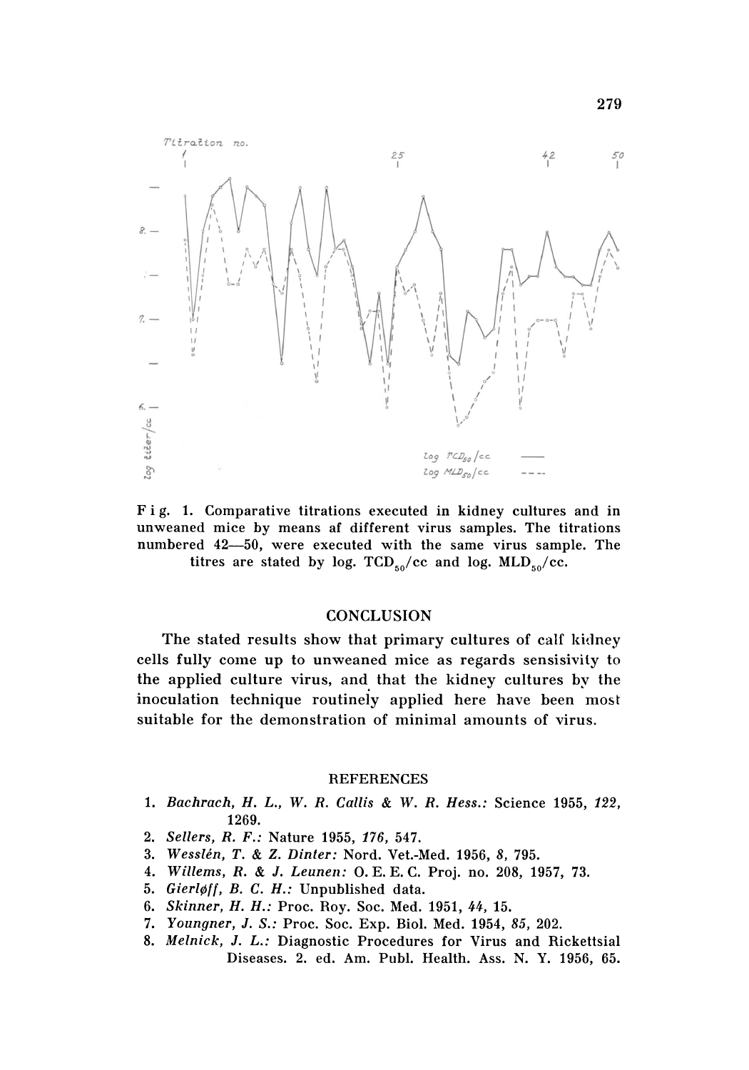Fig. 1. Comparative titrations executed in kidney cultures and in unweaned mice by means af different virus samples. The titrations numbered 42—50, were executed with the same virus sample. The titres are stated by log. $TCD_{50}$/cc and log. $MLD_{50}$/cc.

## CONCLUSION

The stated results show that primary cultures of calf kidney cells fully come up to unweaned mice as regards sensisivity to the applied culture virus, and that the kidney cultures by the inoculation technique routinely applied here have been most suitable for the demonstration of minimal amounts of virus.

## REFERENCES

1. *Bachrach, H. L., W. R. Callis & W. R. Hess.:* Science 1955, *122*, 1269.
2. *Sellers, R. F.:* Nature 1955, *176*, 547.
3. *Wesslén, T. & Z. Dinter:* Nord. Vet.-Med. 1956, *8*, 795.
4. *Willems, R. & J. Leunen:* O. E. E. C. Proj. no. 208, 1957, 73.
5. *Gierløff, B. C. H.:* Unpublished data.
6. *Skinner, H. H.:* Proc. Roy. Soc. Med. 1951, *44*, 15.
7. *Youngner, J. S.:* Proc. Soc. Exp. Biol. Med. 1954, *85*, 202.
8. *Melnick, J. L.:* Diagnostic Procedures for Virus and Rickettsial Diseases. 2. ed. Am. Publ. Health. Ass. N. Y. 1956, 65.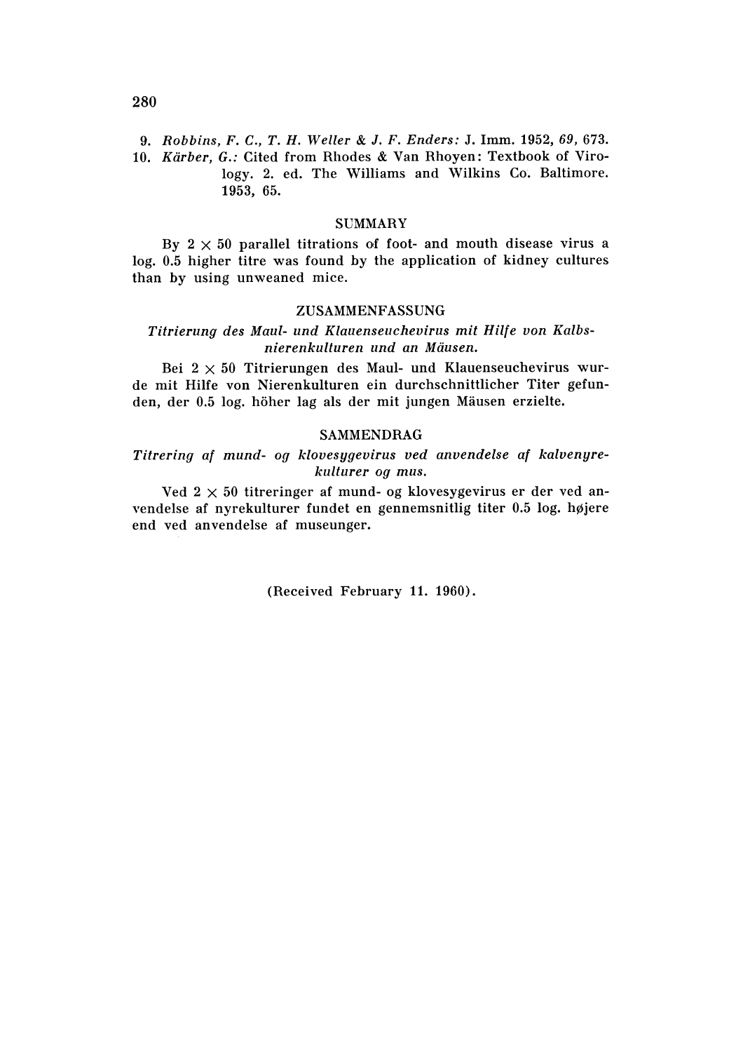9. *Robbins, F. C., T. H. Weller & J. F. Enders:* J. Imm. 1952, *69,* 673.
10. *Kärber, G.:* Cited from Rhodes & Van Rhoyen: Textbook of Virology. 2. ed. The Williams and Wilkins Co. Baltimore. 1953, 65.

## SUMMARY

By 2 × 50 parallel titrations of foot- and mouth disease virus a log. 0.5 higher titre was found by the application of kidney cultures than by using unweaned mice.

## ZUSAMMENFASSUNG

*Titrierung des Maul- und Klauenseuchevirus mit Hilfe von Kalbsnierenkulturen und an Mäusen.*

Bei 2 × 50 Titrierungen des Maul- und Klauenseuchevirus wurde mit Hilfe von Nierenkulturen ein durchschnittlicher Titer gefunden, der 0.5 log. höher lag als der mit jungen Mäusen erzielte.

## SAMMENDRAG

*Titrering af mund- og klovesygevirus ved anvendelse af kalvenyrekulturer og mus.*

Ved 2 × 50 titreringer af mund- og klovesygevirus er der ved anvendelse af nyrekulturer fundet en gennemsnitlig titer 0.5 log. højere end ved anvendelse af museunger.

(Received February 11. 1960).